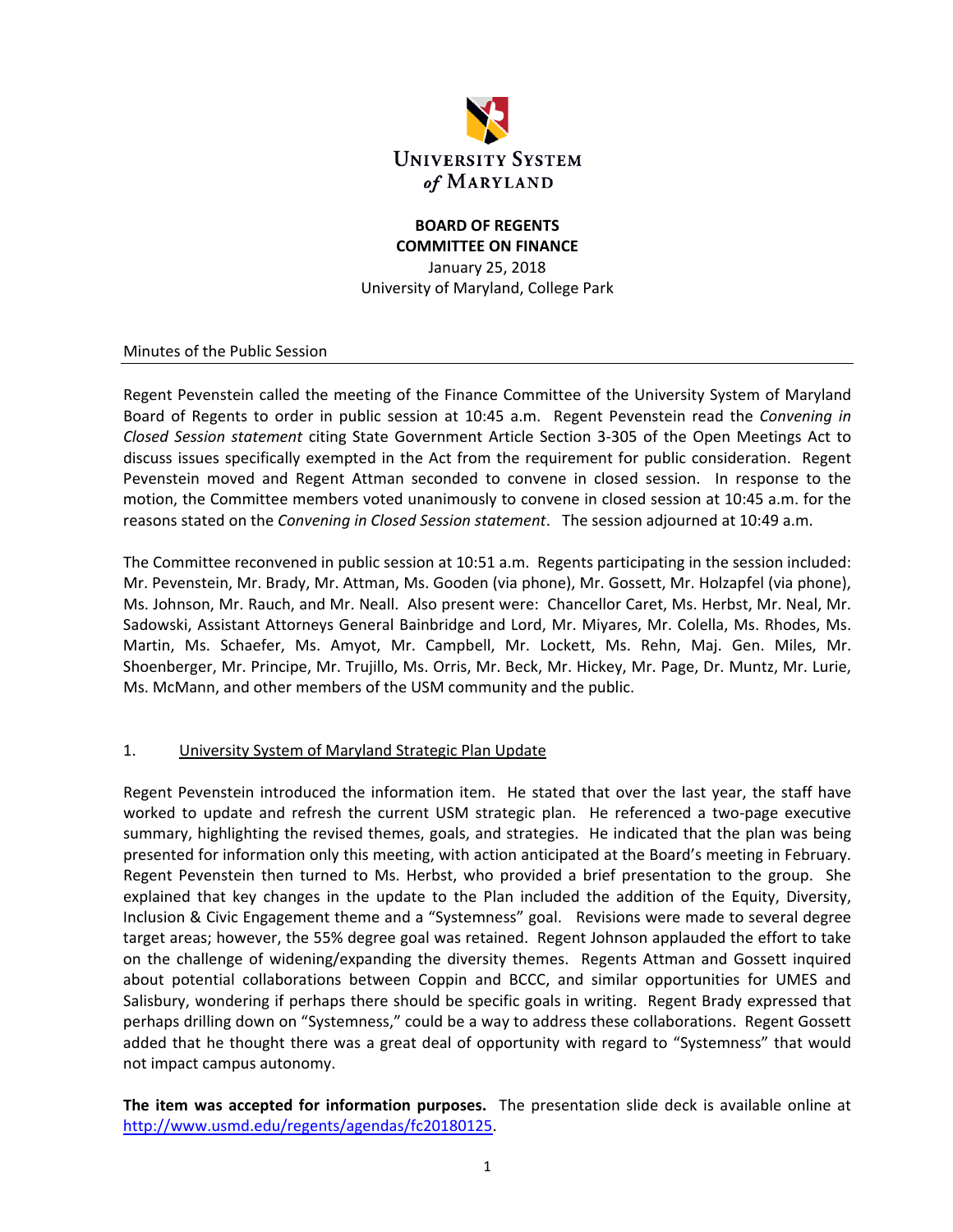UNIVERSITY SYSTEM *of* MARYLAND

**BOARD OF REGENTS**
**COMMITTEE ON FINANCE**
January 25, 2018
University of Maryland, College Park

Minutes of the Public Session

Regent Pevenstein called the meeting of the Finance Committee of the University System of Maryland Board of Regents to order in public session at 10:45 a.m. Regent Pevenstein read the *Convening in Closed Session statement* citing State Government Article Section 3-305 of the Open Meetings Act to discuss issues specifically exempted in the Act from the requirement for public consideration. Regent Pevenstein moved and Regent Attman seconded to convene in closed session. In response to the motion, the Committee members voted unanimously to convene in closed session at 10:45 a.m. for the reasons stated on the *Convening in Closed Session statement*. The session adjourned at 10:49 a.m.

The Committee reconvened in public session at 10:51 a.m. Regents participating in the session included: Mr. Pevenstein, Mr. Brady, Mr. Attman, Ms. Gooden (via phone), Mr. Gossett, Mr. Holzapfel (via phone), Ms. Johnson, Mr. Rauch, and Mr. Neall. Also present were: Chancellor Caret, Ms. Herbst, Mr. Neal, Mr. Sadowski, Assistant Attorneys General Bainbridge and Lord, Mr. Miyares, Mr. Colella, Ms. Rhodes, Ms. Martin, Ms. Schaefer, Ms. Amyot, Mr. Campbell, Mr. Lockett, Ms. Rehn, Maj. Gen. Miles, Mr. Shoenberger, Mr. Principe, Mr. Trujillo, Ms. Orris, Mr. Beck, Mr. Hickey, Mr. Page, Dr. Muntz, Mr. Lurie, Ms. McMann, and other members of the USM community and the public.

1. University System of Maryland Strategic Plan Update

Regent Pevenstein introduced the information item. He stated that over the last year, the staff have worked to update and refresh the current USM strategic plan. He referenced a two-page executive summary, highlighting the revised themes, goals, and strategies. He indicated that the plan was being presented for information only this meeting, with action anticipated at the Board's meeting in February. Regent Pevenstein then turned to Ms. Herbst, who provided a brief presentation to the group. She explained that key changes in the update to the Plan included the addition of the Equity, Diversity, Inclusion & Civic Engagement theme and a "Systemness" goal. Revisions were made to several degree target areas; however, the 55% degree goal was retained. Regent Johnson applauded the effort to take on the challenge of widening/expanding the diversity themes. Regents Attman and Gossett inquired about potential collaborations between Coppin and BCCC, and similar opportunities for UMES and Salisbury, wondering if perhaps there should be specific goals in writing. Regent Brady expressed that perhaps drilling down on "Systemness," could be a way to address these collaborations. Regent Gossett added that he thought there was a great deal of opportunity with regard to "Systemness" that would not impact campus autonomy.

**The item was accepted for information purposes.** The presentation slide deck is available online at http://www.usmd.edu/regents/agendas/fc20180125.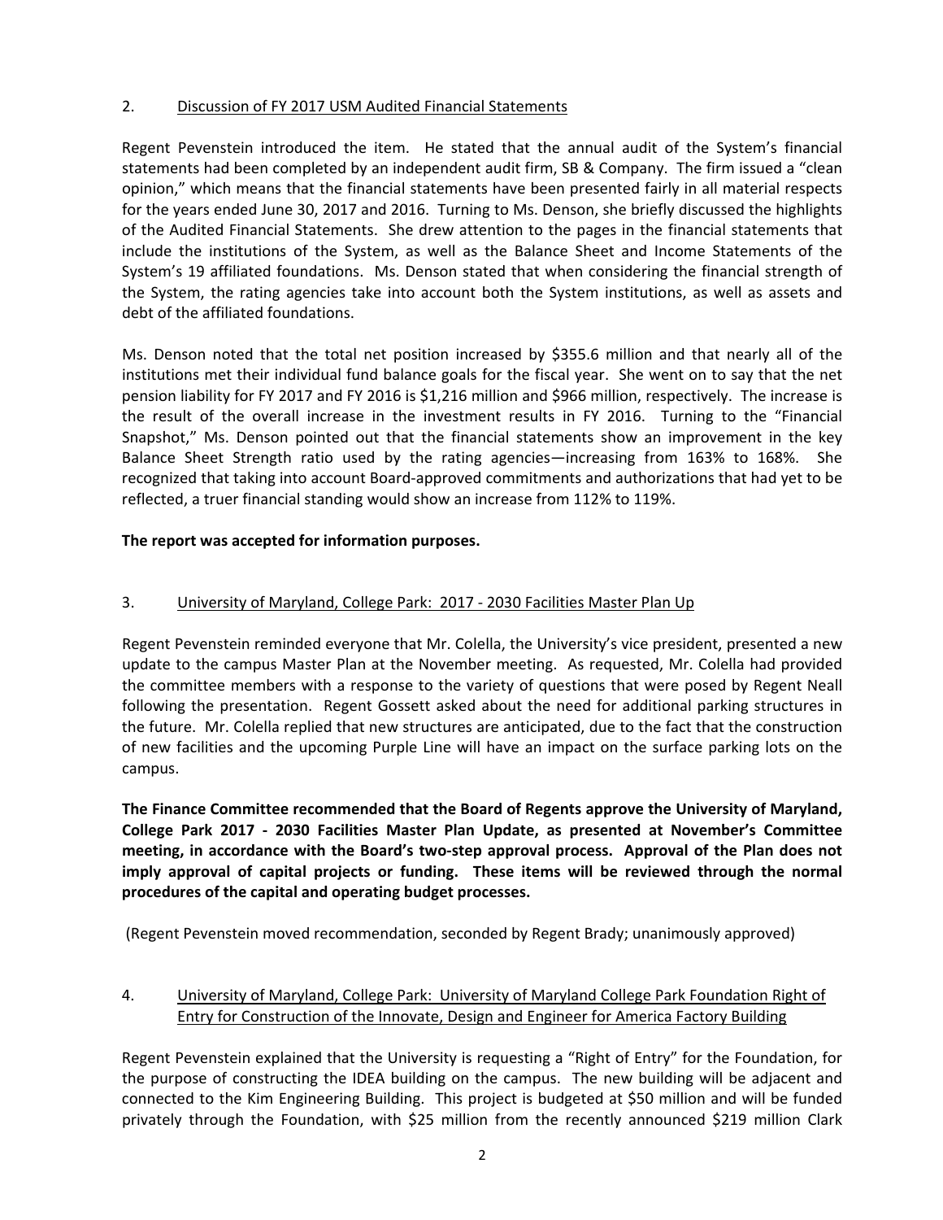2. Discussion of FY 2017 USM Audited Financial Statements

Regent Pevenstein introduced the item. He stated that the annual audit of the System's financial statements had been completed by an independent audit firm, SB & Company. The firm issued a "clean opinion," which means that the financial statements have been presented fairly in all material respects for the years ended June 30, 2017 and 2016. Turning to Ms. Denson, she briefly discussed the highlights of the Audited Financial Statements. She drew attention to the pages in the financial statements that include the institutions of the System, as well as the Balance Sheet and Income Statements of the System's 19 affiliated foundations. Ms. Denson stated that when considering the financial strength of the System, the rating agencies take into account both the System institutions, as well as assets and debt of the affiliated foundations.

Ms. Denson noted that the total net position increased by $355.6 million and that nearly all of the institutions met their individual fund balance goals for the fiscal year. She went on to say that the net pension liability for FY 2017 and FY 2016 is $1,216 million and $966 million, respectively. The increase is the result of the overall increase in the investment results in FY 2016. Turning to the "Financial Snapshot," Ms. Denson pointed out that the financial statements show an improvement in the key Balance Sheet Strength ratio used by the rating agencies—increasing from 163% to 168%. She recognized that taking into account Board-approved commitments and authorizations that had yet to be reflected, a truer financial standing would show an increase from 112% to 119%.

**The report was accepted for information purposes.**

3. University of Maryland, College Park: 2017 - 2030 Facilities Master Plan Up

Regent Pevenstein reminded everyone that Mr. Colella, the University's vice president, presented a new update to the campus Master Plan at the November meeting. As requested, Mr. Colella had provided the committee members with a response to the variety of questions that were posed by Regent Neall following the presentation. Regent Gossett asked about the need for additional parking structures in the future. Mr. Colella replied that new structures are anticipated, due to the fact that the construction of new facilities and the upcoming Purple Line will have an impact on the surface parking lots on the campus.

**The Finance Committee recommended that the Board of Regents approve the University of Maryland, College Park 2017 - 2030 Facilities Master Plan Update, as presented at November's Committee meeting, in accordance with the Board's two-step approval process. Approval of the Plan does not imply approval of capital projects or funding. These items will be reviewed through the normal procedures of the capital and operating budget processes.**

(Regent Pevenstein moved recommendation, seconded by Regent Brady; unanimously approved)

4. University of Maryland, College Park: University of Maryland College Park Foundation Right of Entry for Construction of the Innovate, Design and Engineer for America Factory Building

Regent Pevenstein explained that the University is requesting a "Right of Entry" for the Foundation, for the purpose of constructing the IDEA building on the campus. The new building will be adjacent and connected to the Kim Engineering Building. This project is budgeted at $50 million and will be funded privately through the Foundation, with $25 million from the recently announced $219 million Clark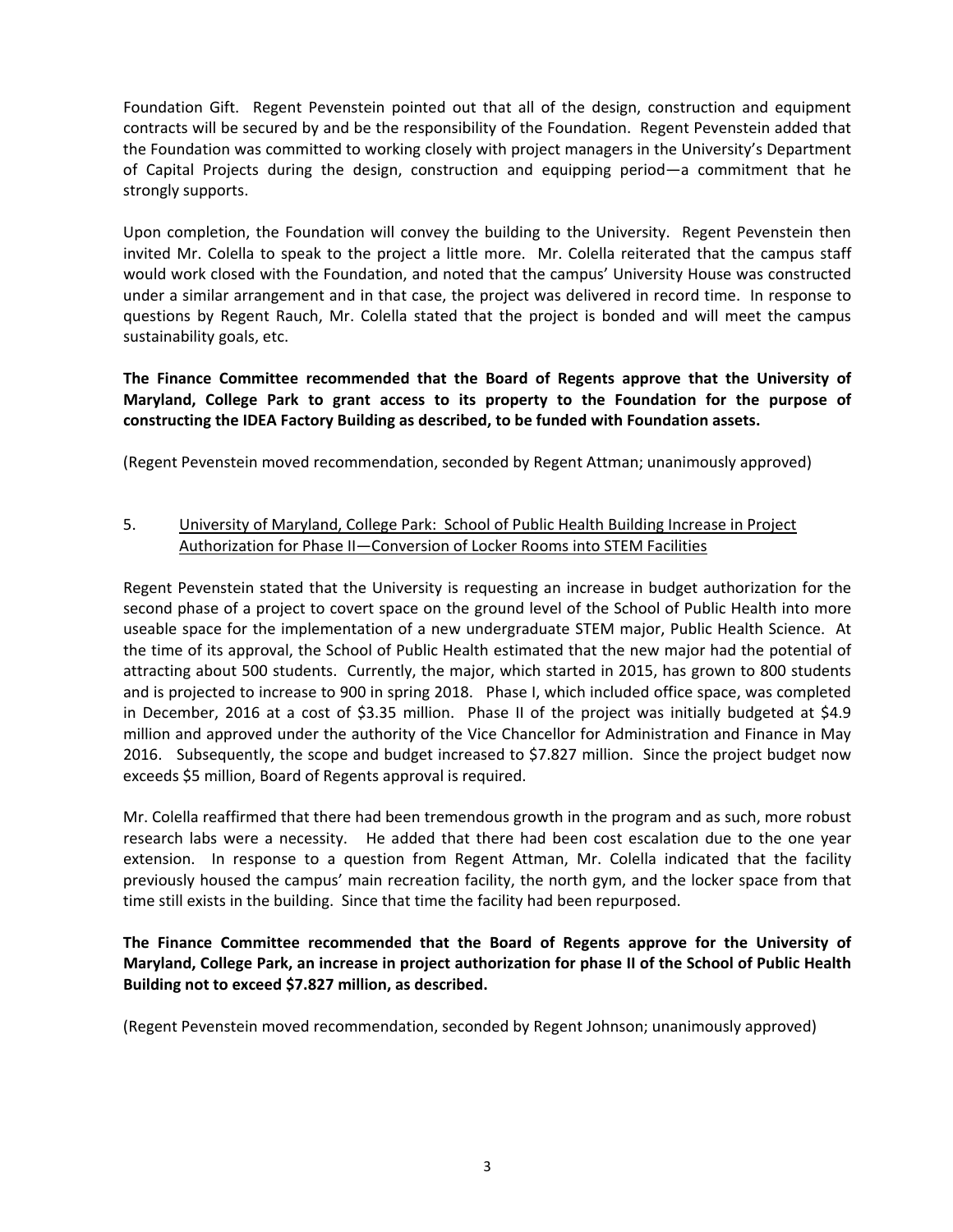Foundation Gift. Regent Pevenstein pointed out that all of the design, construction and equipment contracts will be secured by and be the responsibility of the Foundation. Regent Pevenstein added that the Foundation was committed to working closely with project managers in the University's Department of Capital Projects during the design, construction and equipping period—a commitment that he strongly supports.

Upon completion, the Foundation will convey the building to the University. Regent Pevenstein then invited Mr. Colella to speak to the project a little more. Mr. Colella reiterated that the campus staff would work closed with the Foundation, and noted that the campus' University House was constructed under a similar arrangement and in that case, the project was delivered in record time. In response to questions by Regent Rauch, Mr. Colella stated that the project is bonded and will meet the campus sustainability goals, etc.

**The Finance Committee recommended that the Board of Regents approve that the University of Maryland, College Park to grant access to its property to the Foundation for the purpose of constructing the IDEA Factory Building as described, to be funded with Foundation assets.**

(Regent Pevenstein moved recommendation, seconded by Regent Attman; unanimously approved)

5. University of Maryland, College Park: School of Public Health Building Increase in Project Authorization for Phase II—Conversion of Locker Rooms into STEM Facilities

Regent Pevenstein stated that the University is requesting an increase in budget authorization for the second phase of a project to covert space on the ground level of the School of Public Health into more useable space for the implementation of a new undergraduate STEM major, Public Health Science. At the time of its approval, the School of Public Health estimated that the new major had the potential of attracting about 500 students. Currently, the major, which started in 2015, has grown to 800 students and is projected to increase to 900 in spring 2018. Phase I, which included office space, was completed in December, 2016 at a cost of \$3.35 million. Phase II of the project was initially budgeted at \$4.9 million and approved under the authority of the Vice Chancellor for Administration and Finance in May 2016. Subsequently, the scope and budget increased to \$7.827 million. Since the project budget now exceeds \$5 million, Board of Regents approval is required.

Mr. Colella reaffirmed that there had been tremendous growth in the program and as such, more robust research labs were a necessity. He added that there had been cost escalation due to the one year extension. In response to a question from Regent Attman, Mr. Colella indicated that the facility previously housed the campus' main recreation facility, the north gym, and the locker space from that time still exists in the building. Since that time the facility had been repurposed.

**The Finance Committee recommended that the Board of Regents approve for the University of Maryland, College Park, an increase in project authorization for phase II of the School of Public Health Building not to exceed \$7.827 million, as described.**

(Regent Pevenstein moved recommendation, seconded by Regent Johnson; unanimously approved)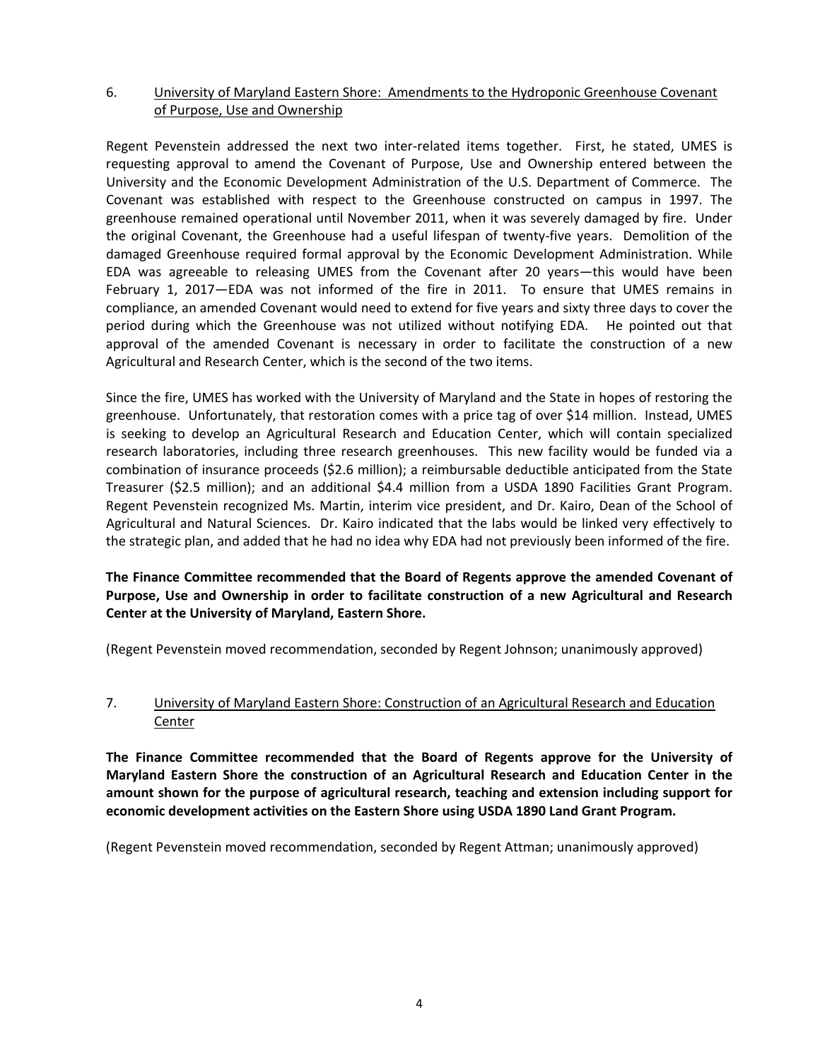6. <u>University of Maryland Eastern Shore: Amendments to the Hydroponic Greenhouse Covenant of Purpose, Use and Ownership</u>

Regent Pevenstein addressed the next two inter-related items together. First, he stated, UMES is requesting approval to amend the Covenant of Purpose, Use and Ownership entered between the University and the Economic Development Administration of the U.S. Department of Commerce. The Covenant was established with respect to the Greenhouse constructed on campus in 1997. The greenhouse remained operational until November 2011, when it was severely damaged by fire. Under the original Covenant, the Greenhouse had a useful lifespan of twenty-five years. Demolition of the damaged Greenhouse required formal approval by the Economic Development Administration. While EDA was agreeable to releasing UMES from the Covenant after 20 years—this would have been February 1, 2017—EDA was not informed of the fire in 2011. To ensure that UMES remains in compliance, an amended Covenant would need to extend for five years and sixty three days to cover the period during which the Greenhouse was not utilized without notifying EDA. He pointed out that approval of the amended Covenant is necessary in order to facilitate the construction of a new Agricultural and Research Center, which is the second of the two items.

Since the fire, UMES has worked with the University of Maryland and the State in hopes of restoring the greenhouse. Unfortunately, that restoration comes with a price tag of over $14 million. Instead, UMES is seeking to develop an Agricultural Research and Education Center, which will contain specialized research laboratories, including three research greenhouses. This new facility would be funded via a combination of insurance proceeds ($2.6 million); a reimbursable deductible anticipated from the State Treasurer ($2.5 million); and an additional $4.4 million from a USDA 1890 Facilities Grant Program. Regent Pevenstein recognized Ms. Martin, interim vice president, and Dr. Kairo, Dean of the School of Agricultural and Natural Sciences. Dr. Kairo indicated that the labs would be linked very effectively to the strategic plan, and added that he had no idea why EDA had not previously been informed of the fire.

**The Finance Committee recommended that the Board of Regents approve the amended Covenant of Purpose, Use and Ownership in order to facilitate construction of a new Agricultural and Research Center at the University of Maryland, Eastern Shore.**

(Regent Pevenstein moved recommendation, seconded by Regent Johnson; unanimously approved)

7. <u>University of Maryland Eastern Shore: Construction of an Agricultural Research and Education Center</u>

**The Finance Committee recommended that the Board of Regents approve for the University of Maryland Eastern Shore the construction of an Agricultural Research and Education Center in the amount shown for the purpose of agricultural research, teaching and extension including support for economic development activities on the Eastern Shore using USDA 1890 Land Grant Program.**

(Regent Pevenstein moved recommendation, seconded by Regent Attman; unanimously approved)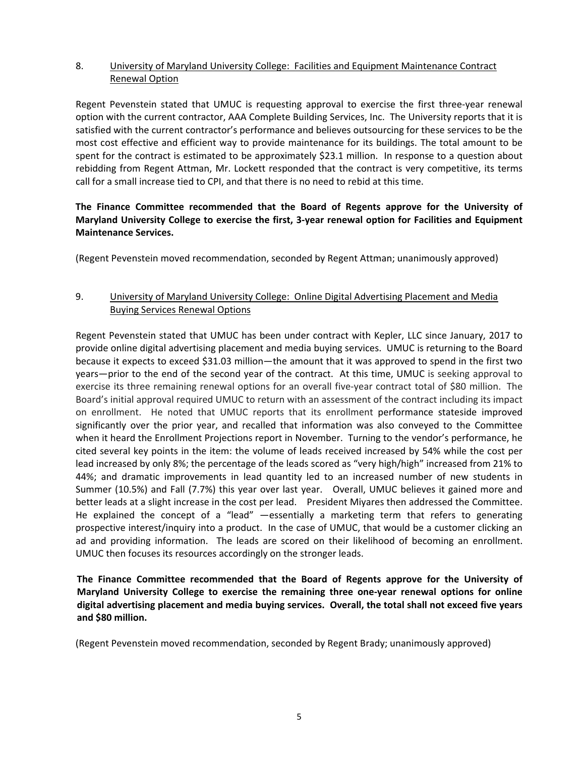8. University of Maryland University College: Facilities and Equipment Maintenance Contract Renewal Option

Regent Pevenstein stated that UMUC is requesting approval to exercise the first three-year renewal option with the current contractor, AAA Complete Building Services, Inc. The University reports that it is satisfied with the current contractor's performance and believes outsourcing for these services to be the most cost effective and efficient way to provide maintenance for its buildings. The total amount to be spent for the contract is estimated to be approximately $23.1 million. In response to a question about rebidding from Regent Attman, Mr. Lockett responded that the contract is very competitive, its terms call for a small increase tied to CPI, and that there is no need to rebid at this time.

**The Finance Committee recommended that the Board of Regents approve for the University of Maryland University College to exercise the first, 3-year renewal option for Facilities and Equipment Maintenance Services.**

(Regent Pevenstein moved recommendation, seconded by Regent Attman; unanimously approved)

9. University of Maryland University College: Online Digital Advertising Placement and Media Buying Services Renewal Options

Regent Pevenstein stated that UMUC has been under contract with Kepler, LLC since January, 2017 to provide online digital advertising placement and media buying services. UMUC is returning to the Board because it expects to exceed $31.03 million—the amount that it was approved to spend in the first two years—prior to the end of the second year of the contract. At this time, UMUC is seeking approval to exercise its three remaining renewal options for an overall five-year contract total of $80 million. The Board's initial approval required UMUC to return with an assessment of the contract including its impact on enrollment. He noted that UMUC reports that its enrollment performance stateside improved significantly over the prior year, and recalled that information was also conveyed to the Committee when it heard the Enrollment Projections report in November. Turning to the vendor's performance, he cited several key points in the item: the volume of leads received increased by 54% while the cost per lead increased by only 8%; the percentage of the leads scored as "very high/high" increased from 21% to 44%; and dramatic improvements in lead quantity led to an increased number of new students in Summer (10.5%) and Fall (7.7%) this year over last year. Overall, UMUC believes it gained more and better leads at a slight increase in the cost per lead. President Miyares then addressed the Committee. He explained the concept of a "lead" —essentially a marketing term that refers to generating prospective interest/inquiry into a product. In the case of UMUC, that would be a customer clicking an ad and providing information. The leads are scored on their likelihood of becoming an enrollment. UMUC then focuses its resources accordingly on the stronger leads.

**The Finance Committee recommended that the Board of Regents approve for the University of Maryland University College to exercise the remaining three one-year renewal options for online digital advertising placement and media buying services. Overall, the total shall not exceed five years and $80 million.**

(Regent Pevenstein moved recommendation, seconded by Regent Brady; unanimously approved)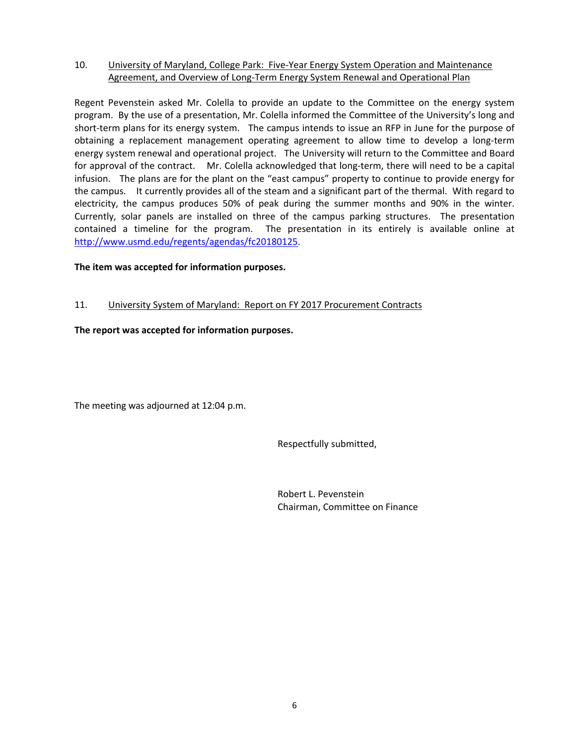10. University of Maryland, College Park: Five-Year Energy System Operation and Maintenance Agreement, and Overview of Long-Term Energy System Renewal and Operational Plan

Regent Pevenstein asked Mr. Colella to provide an update to the Committee on the energy system program. By the use of a presentation, Mr. Colella informed the Committee of the University's long and short-term plans for its energy system. The campus intends to issue an RFP in June for the purpose of obtaining a replacement management operating agreement to allow time to develop a long-term energy system renewal and operational project. The University will return to the Committee and Board for approval of the contract. Mr. Colella acknowledged that long-term, there will need to be a capital infusion. The plans are for the plant on the "east campus" property to continue to provide energy for the campus. It currently provides all of the steam and a significant part of the thermal. With regard to electricity, the campus produces 50% of peak during the summer months and 90% in the winter. Currently, solar panels are installed on three of the campus parking structures. The presentation contained a timeline for the program. The presentation in its entirely is available online at http://www.usmd.edu/regents/agendas/fc20180125.

**The item was accepted for information purposes.**

11. University System of Maryland: Report on FY 2017 Procurement Contracts

**The report was accepted for information purposes.**

The meeting was adjourned at 12:04 p.m.

Respectfully submitted,

Robert L. Pevenstein
Chairman, Committee on Finance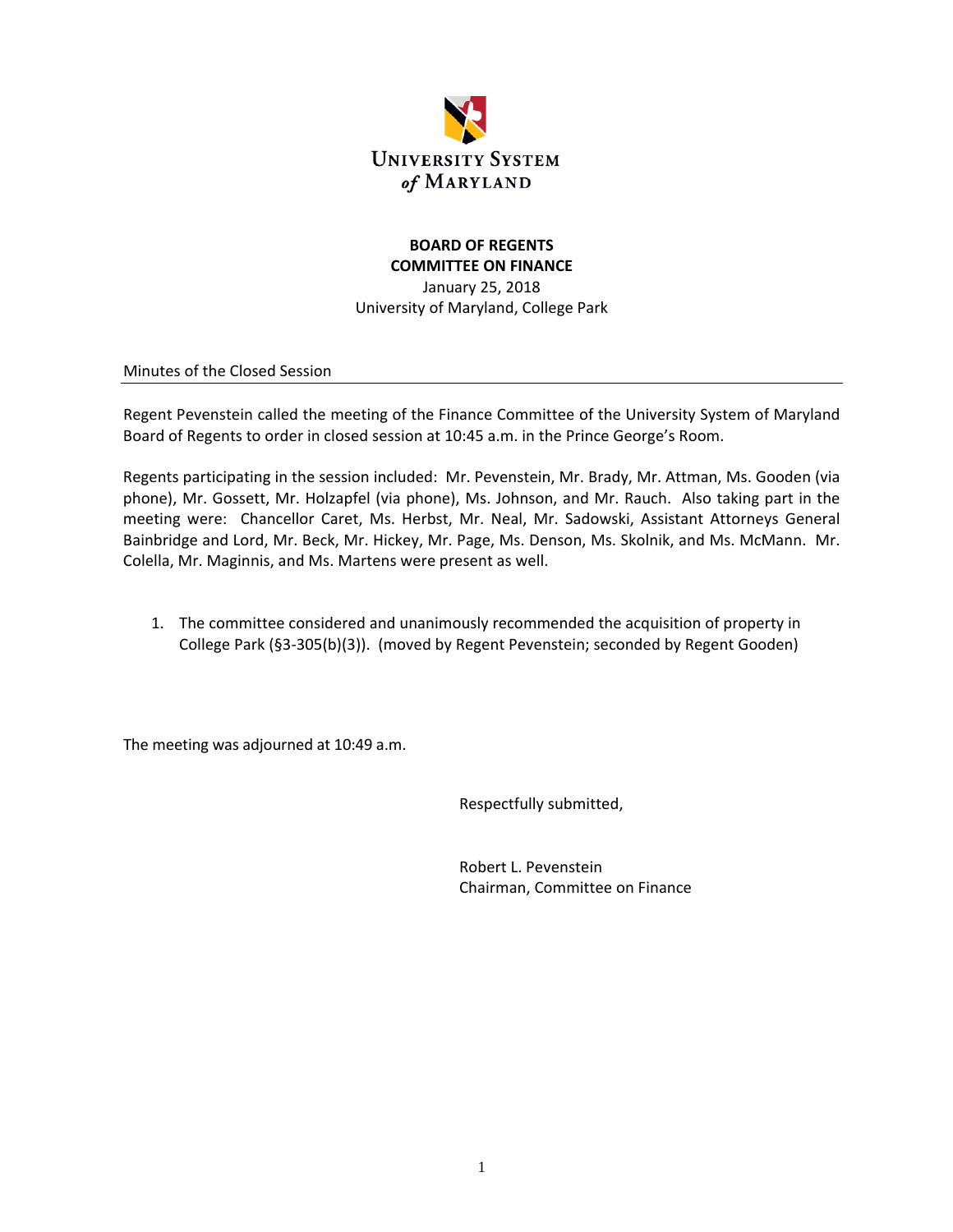UNIVERSITY SYSTEM *of* MARYLAND

**BOARD OF REGENTS**
**COMMITTEE ON FINANCE**
January 25, 2018
University of Maryland, College Park

Minutes of the Closed Session

---

Regent Pevenstein called the meeting of the Finance Committee of the University System of Maryland Board of Regents to order in closed session at 10:45 a.m. in the Prince George's Room.

Regents participating in the session included: Mr. Pevenstein, Mr. Brady, Mr. Attman, Ms. Gooden (via phone), Mr. Gossett, Mr. Holzapfel (via phone), Ms. Johnson, and Mr. Rauch. Also taking part in the meeting were: Chancellor Caret, Ms. Herbst, Mr. Neal, Mr. Sadowski, Assistant Attorneys General Bainbridge and Lord, Mr. Beck, Mr. Hickey, Mr. Page, Ms. Denson, Ms. Skolnik, and Ms. McMann. Mr. Colella, Mr. Maginnis, and Ms. Martens were present as well.

1. The committee considered and unanimously recommended the acquisition of property in College Park (§3-305(b)(3)). (moved by Regent Pevenstein; seconded by Regent Gooden)

The meeting was adjourned at 10:49 a.m.

Respectfully submitted,

Robert L. Pevenstein
Chairman, Committee on Finance